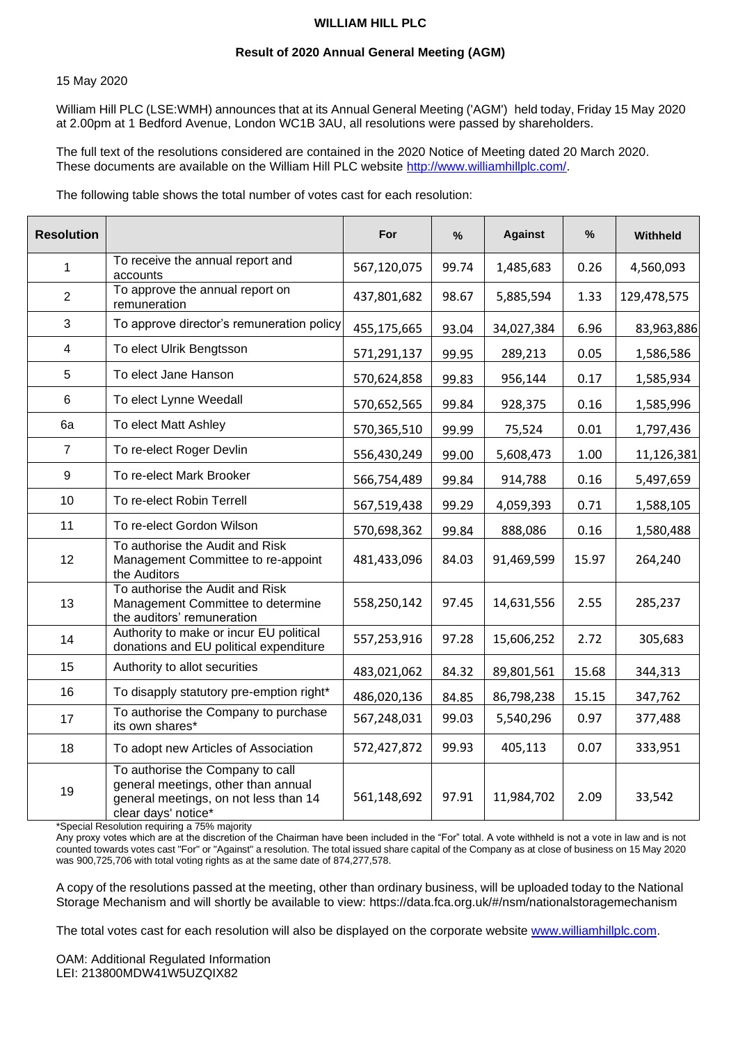**WILLIAM HILL PLC**

**Result of 2020 Annual General Meeting (AGM)**

15 May 2020

William Hill PLC (LSE:WMH) announces that at its Annual General Meeting ('AGM') held today, Friday 15 May 2020 at 2.00pm at 1 Bedford Avenue, London WC1B 3AU, all resolutions were passed by shareholders.

The full text of the resolutions considered are contained in the 2020 Notice of Meeting dated 20 March 2020. These documents are available on the William Hill PLC website http://www.williamhillplc.com/.

The following table shows the total number of votes cast for each resolution:

| Resolution | | For | % | Against | % | Withheld |
|---|---|---|---|---|---|---|
| 1 | To receive the annual report and accounts | 567,120,075 | 99.74 | 1,485,683 | 0.26 | 4,560,093 |
| 2 | To approve the annual report on remuneration | 437,801,682 | 98.67 | 5,885,594 | 1.33 | 129,478,575 |
| 3 | To approve director's remuneration policy | 455,175,665 | 93.04 | 34,027,384 | 6.96 | 83,963,886 |
| 4 | To elect Ulrik Bengtsson | 571,291,137 | 99.95 | 289,213 | 0.05 | 1,586,586 |
| 5 | To elect Jane Hanson | 570,624,858 | 99.83 | 956,144 | 0.17 | 1,585,934 |
| 6 | To elect Lynne Weedall | 570,652,565 | 99.84 | 928,375 | 0.16 | 1,585,996 |
| 6a | To elect Matt Ashley | 570,365,510 | 99.99 | 75,524 | 0.01 | 1,797,436 |
| 7 | To re-elect Roger Devlin | 556,430,249 | 99.00 | 5,608,473 | 1.00 | 11,126,381 |
| 9 | To re-elect Mark Brooker | 566,754,489 | 99.84 | 914,788 | 0.16 | 5,497,659 |
| 10 | To re-elect Robin Terrell | 567,519,438 | 99.29 | 4,059,393 | 0.71 | 1,588,105 |
| 11 | To re-elect Gordon Wilson | 570,698,362 | 99.84 | 888,086 | 0.16 | 1,580,488 |
| 12 | To authorise the Audit and Risk Management Committee to re-appoint the Auditors | 481,433,096 | 84.03 | 91,469,599 | 15.97 | 264,240 |
| 13 | To authorise the Audit and Risk Management Committee to determine the auditors' remuneration | 558,250,142 | 97.45 | 14,631,556 | 2.55 | 285,237 |
| 14 | Authority to make or incur EU political donations and EU political expenditure | 557,253,916 | 97.28 | 15,606,252 | 2.72 | 305,683 |
| 15 | Authority to allot securities | 483,021,062 | 84.32 | 89,801,561 | 15.68 | 344,313 |
| 16 | To disapply statutory pre-emption right* | 486,020,136 | 84.85 | 86,798,238 | 15.15 | 347,762 |
| 17 | To authorise the Company to purchase its own shares* | 567,248,031 | 99.03 | 5,540,296 | 0.97 | 377,488 |
| 18 | To adopt new Articles of Association | 572,427,872 | 99.93 | 405,113 | 0.07 | 333,951 |
| 19 | To authorise the Company to call general meetings, other than annual general meetings, on not less than 14 clear days' notice* | 561,148,692 | 97.91 | 11,984,702 | 2.09 | 33,542 |

*Special Resolution requiring a 75% majority

Any proxy votes which are at the discretion of the Chairman have been included in the "For" total. A vote withheld is not a vote in law and is not counted towards votes cast "For" or "Against" a resolution. The total issued share capital of the Company as at close of business on 15 May 2020 was 900,725,706 with total voting rights as at the same date of 874,277,578.

A copy of the resolutions passed at the meeting, other than ordinary business, will be uploaded today to the National Storage Mechanism and will shortly be available to view: https://data.fca.org.uk/#/nsm/nationalstoragemechanism

The total votes cast for each resolution will also be displayed on the corporate website www.williamhillplc.com.

OAM: Additional Regulated Information
LEI: 213800MDW41W5UZQIX82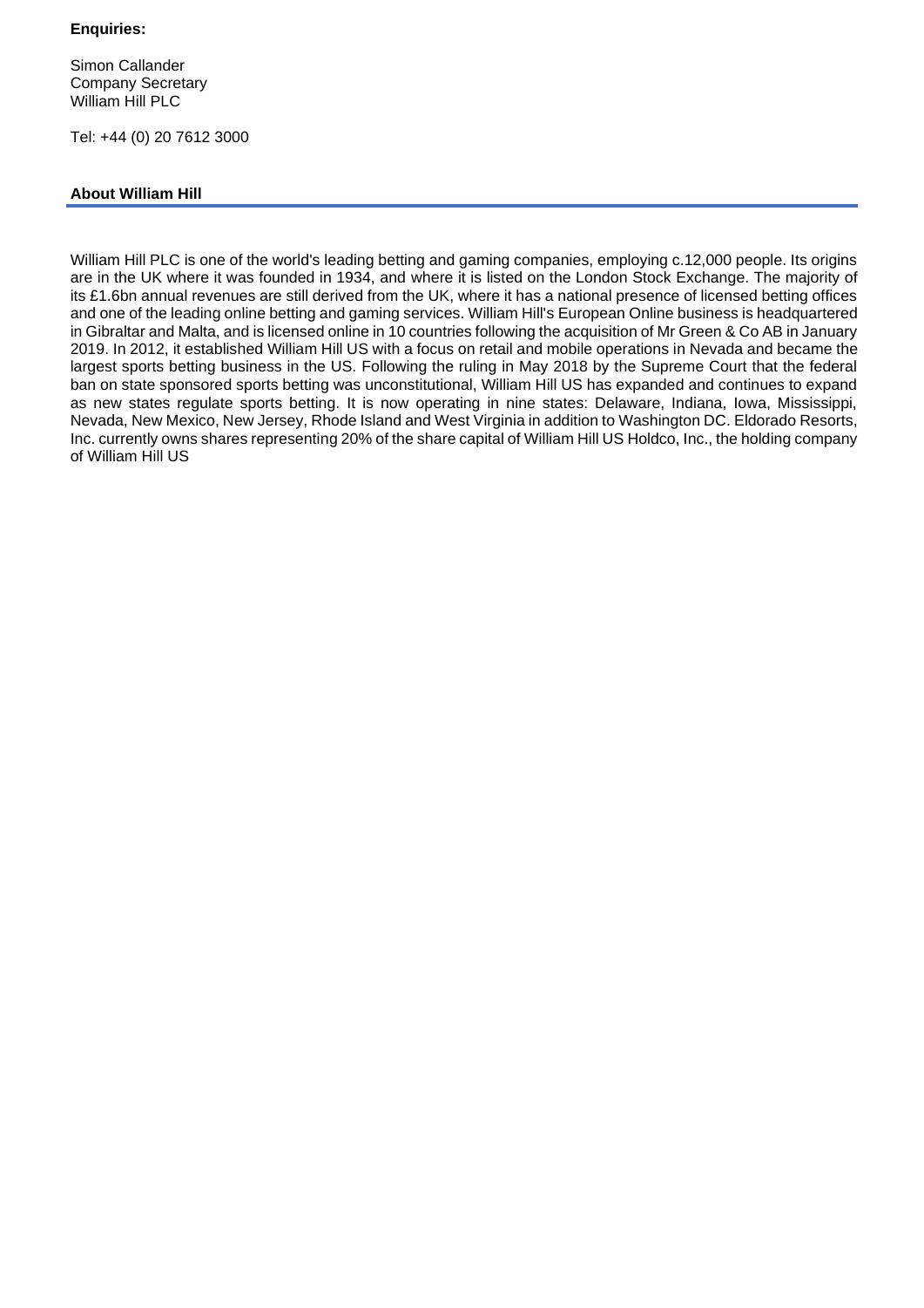**Enquiries:**

Simon Callander  
Company Secretary  
William Hill PLC

Tel: +44 (0) 20 7612 3000

## About William Hill

William Hill PLC is one of the world's leading betting and gaming companies, employing c.12,000 people. Its origins are in the UK where it was founded in 1934, and where it is listed on the London Stock Exchange. The majority of its £1.6bn annual revenues are still derived from the UK, where it has a national presence of licensed betting offices and one of the leading online betting and gaming services. William Hill's European Online business is headquartered in Gibraltar and Malta, and is licensed online in 10 countries following the acquisition of Mr Green & Co AB in January 2019. In 2012, it established William Hill US with a focus on retail and mobile operations in Nevada and became the largest sports betting business in the US. Following the ruling in May 2018 by the Supreme Court that the federal ban on state sponsored sports betting was unconstitutional, William Hill US has expanded and continues to expand as new states regulate sports betting. It is now operating in nine states: Delaware, Indiana, Iowa, Mississippi, Nevada, New Mexico, New Jersey, Rhode Island and West Virginia in addition to Washington DC. Eldorado Resorts, Inc. currently owns shares representing 20% of the share capital of William Hill US Holdco, Inc., the holding company of William Hill US